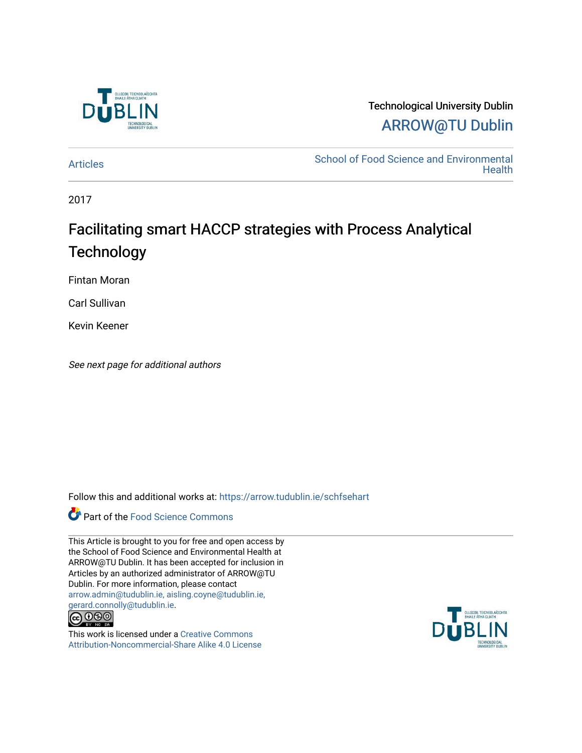Technological University Dublin

ARROW@TU Dublin

Articles

School of Food Science and Environmental Health

2017

# Facilitating smart HACCP strategies with Process Analytical Technology

Fintan Moran

Carl Sullivan

Kevin Keener

*See next page for additional authors*

Follow this and additional works at: https://arrow.tudublin.ie/schfsehart

Part of the Food Science Commons

This Article is brought to you for free and open access by the School of Food Science and Environmental Health at ARROW@TU Dublin. It has been accepted for inclusion in Articles by an authorized administrator of ARROW@TU Dublin. For more information, please contact arrow.admin@tudublin.ie, aisling.coyne@tudublin.ie, gerard.connolly@tudublin.ie.

This work is licensed under a Creative Commons Attribution-Noncommercial-Share Alike 4.0 License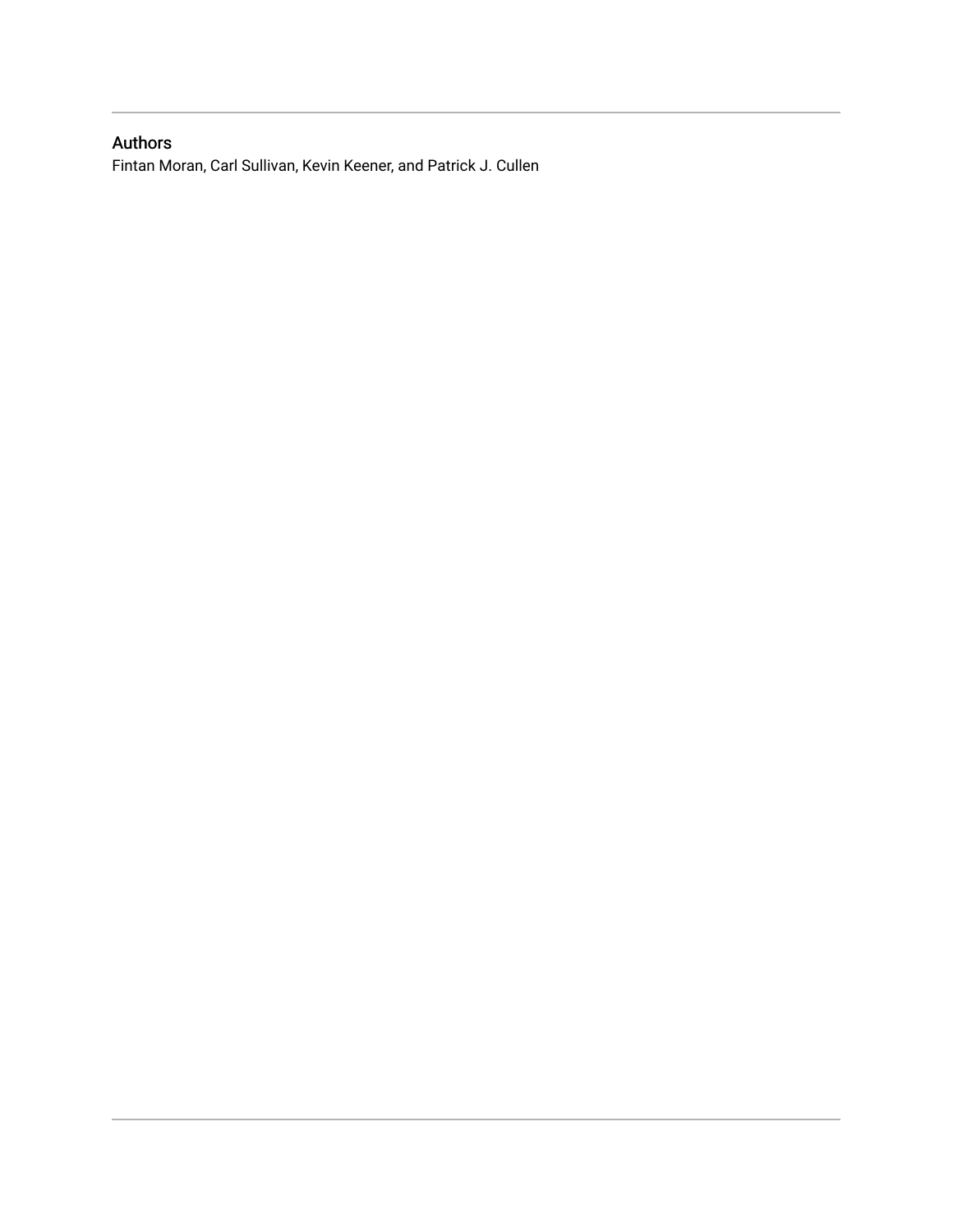## Authors

Fintan Moran, Carl Sullivan, Kevin Keener, and Patrick J. Cullen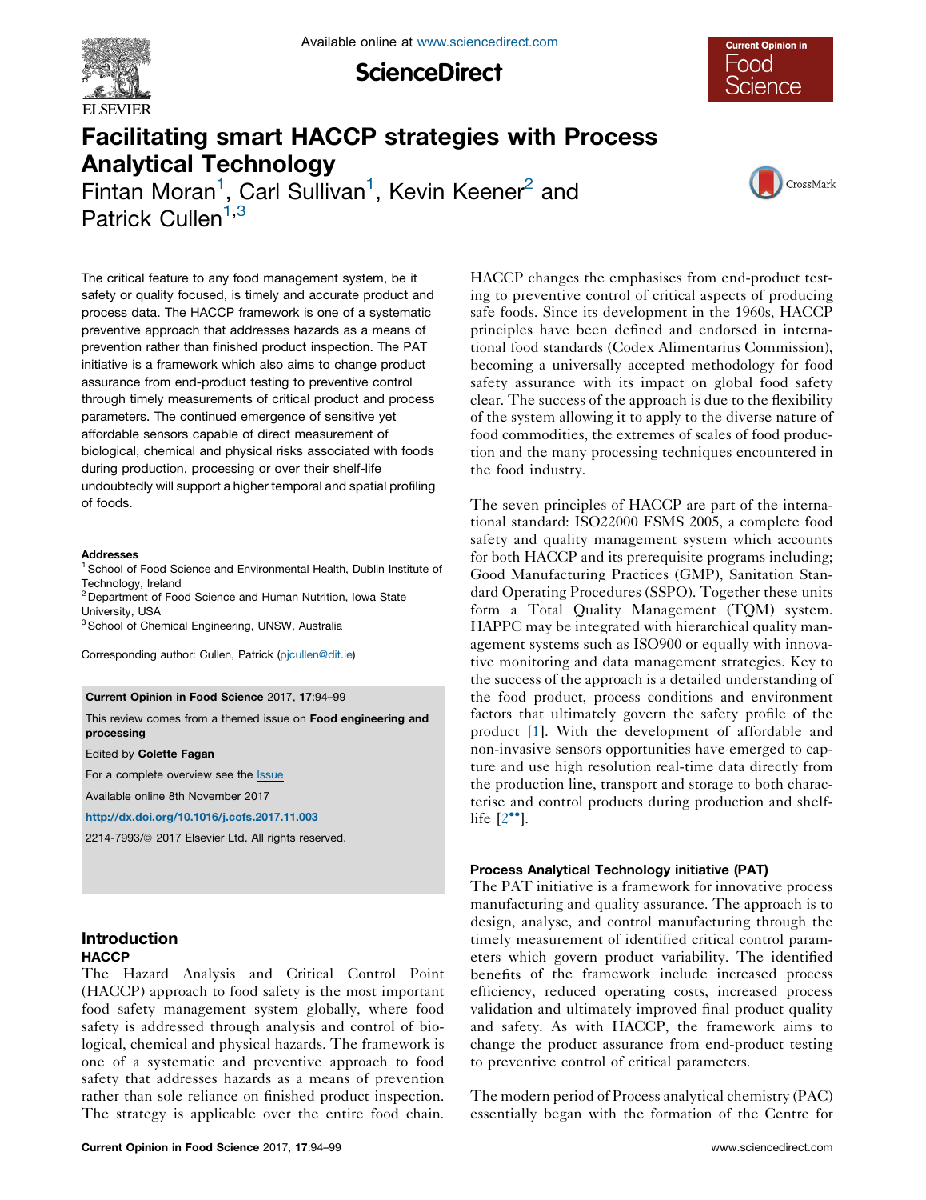# Facilitating smart HACCP strategies with Process Analytical Technology

Fintan Moran[1], Carl Sullivan[1], Kevin Keener[2] and Patrick Cullen[1,3]

The critical feature to any food management system, be it safety or quality focused, is timely and accurate product and process data. The HACCP framework is one of a systematic preventive approach that addresses hazards as a means of prevention rather than finished product inspection. The PAT initiative is a framework which also aims to change product assurance from end-product testing to preventive control through timely measurements of critical product and process parameters. The continued emergence of sensitive yet affordable sensors capable of direct measurement of biological, chemical and physical risks associated with foods during production, processing or over their shelf-life undoubtedly will support a higher temporal and spatial profiling of foods.

**Addresses**

[1] School of Food Science and Environmental Health, Dublin Institute of Technology, Ireland

[2] Department of Food Science and Human Nutrition, Iowa State University, USA

[3] School of Chemical Engineering, UNSW, Australia

Corresponding author: Cullen, Patrick (pjcullen@dit.ie)

**Current Opinion in Food Science** 2017, **17**:94–99

This review comes from a themed issue on **Food engineering and processing**

Edited by **Colette Fagan**

For a complete overview see the Issue

Available online 8th November 2017

http://dx.doi.org/10.1016/j.cofs.2017.11.003

2214-7993/© 2017 Elsevier Ltd. All rights reserved.

## Introduction

### HACCP

The Hazard Analysis and Critical Control Point (HACCP) approach to food safety is the most important food safety management system globally, where food safety is addressed through analysis and control of biological, chemical and physical hazards. The framework is one of a systematic and preventive approach to food safety that addresses hazards as a means of prevention rather than sole reliance on finished product inspection. The strategy is applicable over the entire food chain. HACCP changes the emphasises from end-product testing to preventive control of critical aspects of producing safe foods. Since its development in the 1960s, HACCP principles have been defined and endorsed in international food standards (Codex Alimentarius Commission), becoming a universally accepted methodology for food safety assurance with its impact on global food safety clear. The success of the approach is due to the flexibility of the system allowing it to apply to the diverse nature of food commodities, the extremes of scales of food production and the many processing techniques encountered in the food industry.

The seven principles of HACCP are part of the international standard: ISO22000 FSMS 2005, a complete food safety and quality management system which accounts for both HACCP and its prerequisite programs including; Good Manufacturing Practices (GMP), Sanitation Standard Operating Procedures (SSPO). Together these units form a Total Quality Management (TQM) system. HAPPC may be integrated with hierarchical quality management systems such as ISO900 or equally with innovative monitoring and data management strategies. Key to the success of the approach is a detailed understanding of the food product, process conditions and environment factors that ultimately govern the safety profile of the product [1]. With the development of affordable and non-invasive sensors opportunities have emerged to capture and use high resolution real-time data directly from the production line, transport and storage to both characterise and control products during production and shelf-life [2••].

### Process Analytical Technology initiative (PAT)

The PAT initiative is a framework for innovative process manufacturing and quality assurance. The approach is to design, analyse, and control manufacturing through the timely measurement of identified critical control parameters which govern product variability. The identified benefits of the framework include increased process efficiency, reduced operating costs, increased process validation and ultimately improved final product quality and safety. As with HACCP, the framework aims to change the product assurance from end-product testing to preventive control of critical parameters.

The modern period of Process analytical chemistry (PAC) essentially began with the formation of the Centre for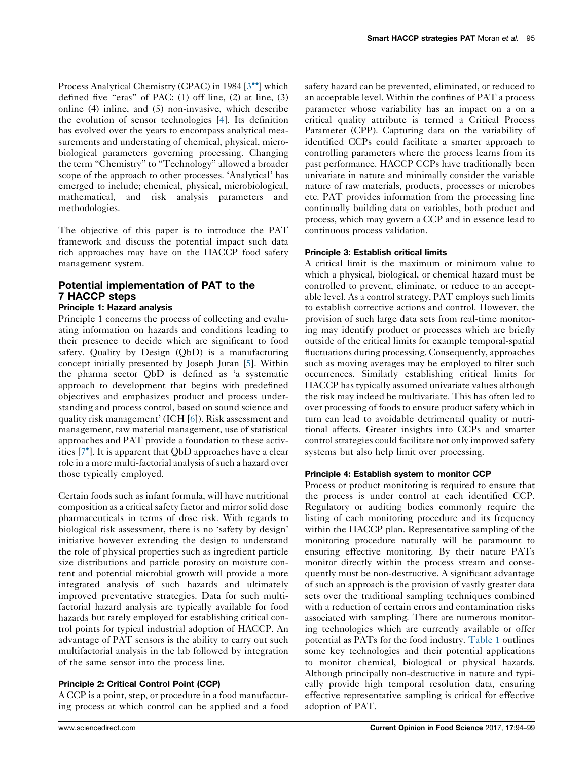Process Analytical Chemistry (CPAC) in 1984 [3••] which defined five "eras" of PAC: (1) off line, (2) at line, (3) online (4) inline, and (5) non-invasive, which describe the evolution of sensor technologies [4]. Its definition has evolved over the years to encompass analytical measurements and understating of chemical, physical, microbiological parameters governing processing. Changing the term "Chemistry" to "Technology" allowed a broader scope of the approach to other processes. 'Analytical' has emerged to include; chemical, physical, microbiological, mathematical, and risk analysis parameters and methodologies.

The objective of this paper is to introduce the PAT framework and discuss the potential impact such data rich approaches may have on the HACCP food safety management system.

## Potential implementation of PAT to the 7 HACCP steps

### Principle 1: Hazard analysis

Principle 1 concerns the process of collecting and evaluating information on hazards and conditions leading to their presence to decide which are significant to food safety. Quality by Design (QbD) is a manufacturing concept initially presented by Joseph Juran [5]. Within the pharma sector QbD is defined as 'a systematic approach to development that begins with predefined objectives and emphasizes product and process understanding and process control, based on sound science and quality risk management' (ICH [6]). Risk assessment and management, raw material management, use of statistical approaches and PAT provide a foundation to these activities [7•]. It is apparent that QbD approaches have a clear role in a more multi-factorial analysis of such a hazard over those typically employed.

Certain foods such as infant formula, will have nutritional composition as a critical safety factor and mirror solid dose pharmaceuticals in terms of dose risk. With regards to biological risk assessment, there is no 'safety by design' initiative however extending the design to understand the role of physical properties such as ingredient particle size distributions and particle porosity on moisture content and potential microbial growth will provide a more integrated analysis of such hazards and ultimately improved preventative strategies. Data for such multi-factorial hazard analysis are typically available for food hazards but rarely employed for establishing critical control points for typical industrial adoption of HACCP. An advantage of PAT sensors is the ability to carry out such multifactorial analysis in the lab followed by integration of the same sensor into the process line.

### Principle 2: Critical Control Point (CCP)

A CCP is a point, step, or procedure in a food manufacturing process at which control can be applied and a food safety hazard can be prevented, eliminated, or reduced to an acceptable level. Within the confines of PAT a process parameter whose variability has an impact on a on a critical quality attribute is termed a Critical Process Parameter (CPP). Capturing data on the variability of identified CCPs could facilitate a smarter approach to controlling parameters where the process learns from its past performance. HACCP CCPs have traditionally been univariate in nature and minimally consider the variable nature of raw materials, products, processes or microbes etc. PAT provides information from the processing line continually building data on variables, both product and process, which may govern a CCP and in essence lead to continuous process validation.

### Principle 3: Establish critical limits

A critical limit is the maximum or minimum value to which a physical, biological, or chemical hazard must be controlled to prevent, eliminate, or reduce to an acceptable level. As a control strategy, PAT employs such limits to establish corrective actions and control. However, the provision of such large data sets from real-time monitoring may identify product or processes which are briefly outside of the critical limits for example temporal-spatial fluctuations during processing. Consequently, approaches such as moving averages may be employed to filter such occurrences. Similarly establishing critical limits for HACCP has typically assumed univariate values although the risk may indeed be multivariate. This has often led to over processing of foods to ensure product safety which in turn can lead to avoidable detrimental quality or nutritional affects. Greater insights into CCPs and smarter control strategies could facilitate not only improved safety systems but also help limit over processing.

### Principle 4: Establish system to monitor CCP

Process or product monitoring is required to ensure that the process is under control at each identified CCP. Regulatory or auditing bodies commonly require the listing of each monitoring procedure and its frequency within the HACCP plan. Representative sampling of the monitoring procedure naturally will be paramount to ensuring effective monitoring. By their nature PATs monitor directly within the process stream and consequently must be non-destructive. A significant advantage of such an approach is the provision of vastly greater data sets over the traditional sampling techniques combined with a reduction of certain errors and contamination risks associated with sampling. There are numerous monitoring technologies which are currently available or offer potential as PATs for the food industry. Table 1 outlines some key technologies and their potential applications to monitor chemical, biological or physical hazards. Although principally non-destructive in nature and typically provide high temporal resolution data, ensuring effective representative sampling is critical for effective adoption of PAT.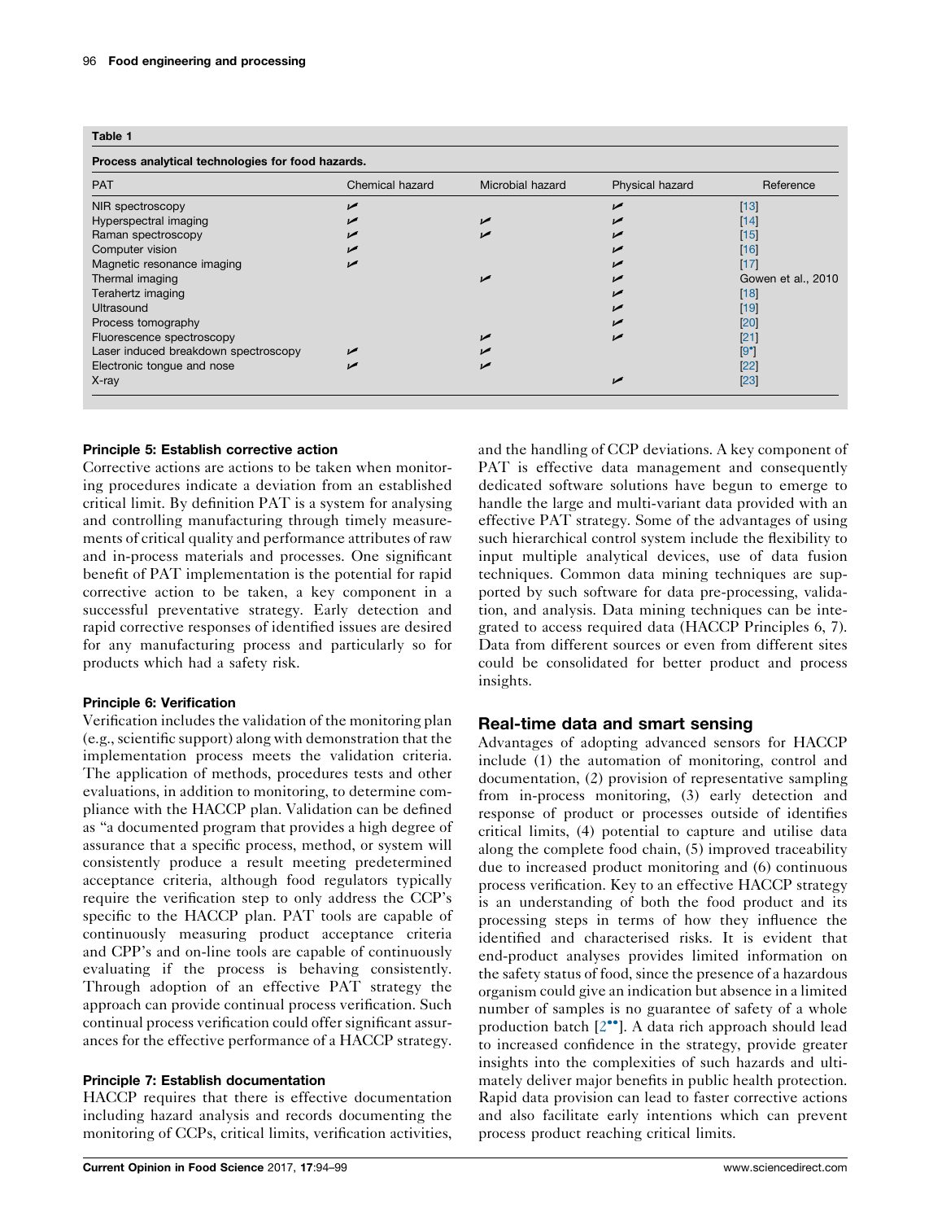**Table 1**

**Process analytical technologies for food hazards.**

| PAT | Chemical hazard | Microbial hazard | Physical hazard | Reference |
|---|---|---|---|---|
| NIR spectroscopy | ✓ | | ✓ | [13] |
| Hyperspectral imaging | ✓ | ✓ | ✓ | [14] |
| Raman spectroscopy | ✓ | ✓ | ✓ | [15] |
| Computer vision | ✓ | | ✓ | [16] |
| Magnetic resonance imaging | ✓ | | ✓ | [17] |
| Thermal imaging | | ✓ | ✓ | Gowen et al., 2010 |
| Terahertz imaging | | | ✓ | [18] |
| Ultrasound | | | ✓ | [19] |
| Process tomography | | | ✓ | [20] |
| Fluorescence spectroscopy | | ✓ | ✓ | [21] |
| Laser induced breakdown spectroscopy | ✓ | ✓ | | [9•] |
| Electronic tongue and nose | ✓ | ✓ | | [22] |
| X-ray | | | ✓ | [23] |

#### Principle 5: Establish corrective action

Corrective actions are actions to be taken when monitoring procedures indicate a deviation from an established critical limit. By definition PAT is a system for analysing and controlling manufacturing through timely measurements of critical quality and performance attributes of raw and in-process materials and processes. One significant benefit of PAT implementation is the potential for rapid corrective action to be taken, a key component in a successful preventative strategy. Early detection and rapid corrective responses of identified issues are desired for any manufacturing process and particularly so for products which had a safety risk.

#### Principle 6: Verification

Verification includes the validation of the monitoring plan (e.g., scientific support) along with demonstration that the implementation process meets the validation criteria. The application of methods, procedures tests and other evaluations, in addition to monitoring, to determine compliance with the HACCP plan. Validation can be defined as "a documented program that provides a high degree of assurance that a specific process, method, or system will consistently produce a result meeting predetermined acceptance criteria, although food regulators typically require the verification step to only address the CCP's specific to the HACCP plan. PAT tools are capable of continuously measuring product acceptance criteria and CPP's and on-line tools are capable of continuously evaluating if the process is behaving consistently. Through adoption of an effective PAT strategy the approach can provide continual process verification. Such continual process verification could offer significant assurances for the effective performance of a HACCP strategy.

#### Principle 7: Establish documentation

HACCP requires that there is effective documentation including hazard analysis and records documenting the monitoring of CCPs, critical limits, verification activities, and the handling of CCP deviations. A key component of PAT is effective data management and consequently dedicated software solutions have begun to emerge to handle the large and multi-variant data provided with an effective PAT strategy. Some of the advantages of using such hierarchical control system include the flexibility to input multiple analytical devices, use of data fusion techniques. Common data mining techniques are supported by such software for data pre-processing, validation, and analysis. Data mining techniques can be integrated to access required data (HACCP Principles 6, 7). Data from different sources or even from different sites could be consolidated for better product and process insights.

## Real-time data and smart sensing

Advantages of adopting advanced sensors for HACCP include (1) the automation of monitoring, control and documentation, (2) provision of representative sampling from in-process monitoring, (3) early detection and response of product or processes outside of identifies critical limits, (4) potential to capture and utilise data along the complete food chain, (5) improved traceability due to increased product monitoring and (6) continuous process verification. Key to an effective HACCP strategy is an understanding of both the food product and its processing steps in terms of how they influence the identified and characterised risks. It is evident that end-product analyses provides limited information on the safety status of food, since the presence of a hazardous organism could give an indication but absence in a limited number of samples is no guarantee of safety of a whole production batch [2••]. A data rich approach should lead to increased confidence in the strategy, provide greater insights into the complexities of such hazards and ultimately deliver major benefits in public health protection. Rapid data provision can lead to faster corrective actions and also facilitate early intentions which can prevent process product reaching critical limits.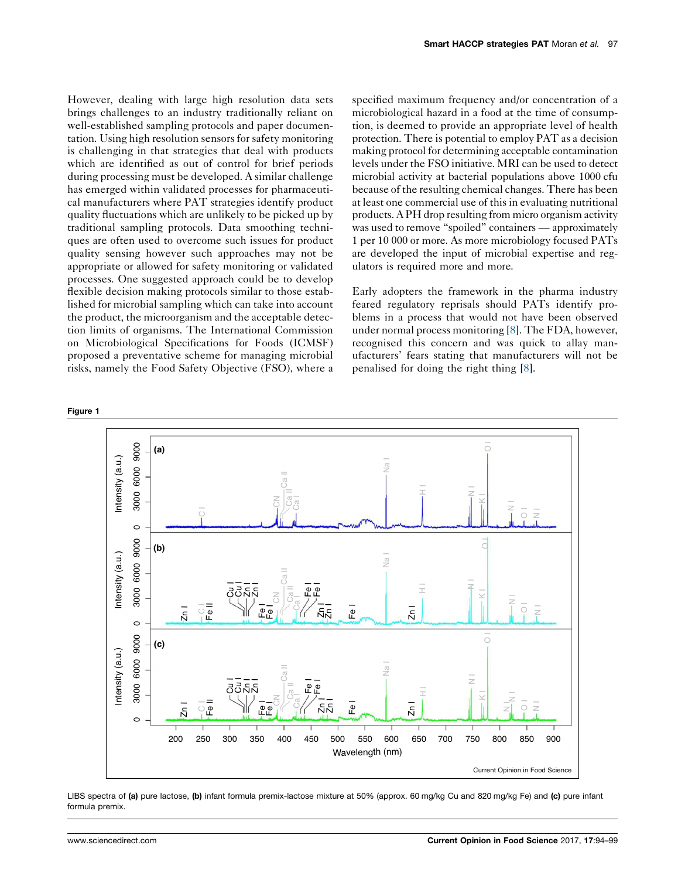However, dealing with large high resolution data sets brings challenges to an industry traditionally reliant on well-established sampling protocols and paper documentation. Using high resolution sensors for safety monitoring is challenging in that strategies that deal with products which are identified as out of control for brief periods during processing must be developed. A similar challenge has emerged within validated processes for pharmaceutical manufacturers where PAT strategies identify product quality fluctuations which are unlikely to be picked up by traditional sampling protocols. Data smoothing techniques are often used to overcome such issues for product quality sensing however such approaches may not be appropriate or allowed for safety monitoring or validated processes. One suggested approach could be to develop flexible decision making protocols similar to those established for microbial sampling which can take into account the product, the microorganism and the acceptable detection limits of organisms. The International Commission on Microbiological Specifications for Foods (ICMSF) proposed a preventative scheme for managing microbial risks, namely the Food Safety Objective (FSO), where a specified maximum frequency and/or concentration of a microbiological hazard in a food at the time of consumption, is deemed to provide an appropriate level of health protection. There is potential to employ PAT as a decision making protocol for determining acceptable contamination levels under the FSO initiative. MRI can be used to detect microbial activity at bacterial populations above 1000 cfu because of the resulting chemical changes. There has been at least one commercial use of this in evaluating nutritional products. A PH drop resulting from micro organism activity was used to remove "spoiled" containers — approximately 1 per 10 000 or more. As more microbiology focused PATs are developed the input of microbial expertise and regulators is required more and more.

Early adopters the framework in the pharma industry feared regulatory reprisals should PATs identify problems in a process that would not have been observed under normal process monitoring [8]. The FDA, however, recognised this concern and was quick to allay manufacturers' fears stating that manufacturers will not be penalised for doing the right thing [8].

**Figure 1**

(a)
(b)
(c)

Intensity (a.u.)
0
3000
6000
9000

C I
CN
Ca II
Ca II
Ca I
Na I
H I
N I
K I
O I
N I
O I
N I

Zn I
C I
Fe II
Cu I
Cu I
Zn I
Zn I
Fe I
Fe I
CN
Ca II
Ca II
Ca I
Fe I
Fe I
Zn I
Zn I
Fe I
Na I
Zn I
H I
N I
K I
O I
N I
O I
N I

Zn I
C I
Fe II
Cu I
Cu I
Zn I
Zn I
Fe I
Fe I
CN
Ca II
Ca II
Ca I
Fe I
Fe I
Zn I
Zn I
Fe I
Na I
Zn I
H I
N I
K I
O I
N I
N I
O I
N I

200 250 300 350 400 450 500 550 600 650 700 750 800 850 900

Wavelength (nm)

Current Opinion in Food Science

LIBS spectra of **(a)** pure lactose, **(b)** infant formula premix-lactose mixture at 50% (approx. 60 mg/kg Cu and 820 mg/kg Fe) and **(c)** pure infant formula premix.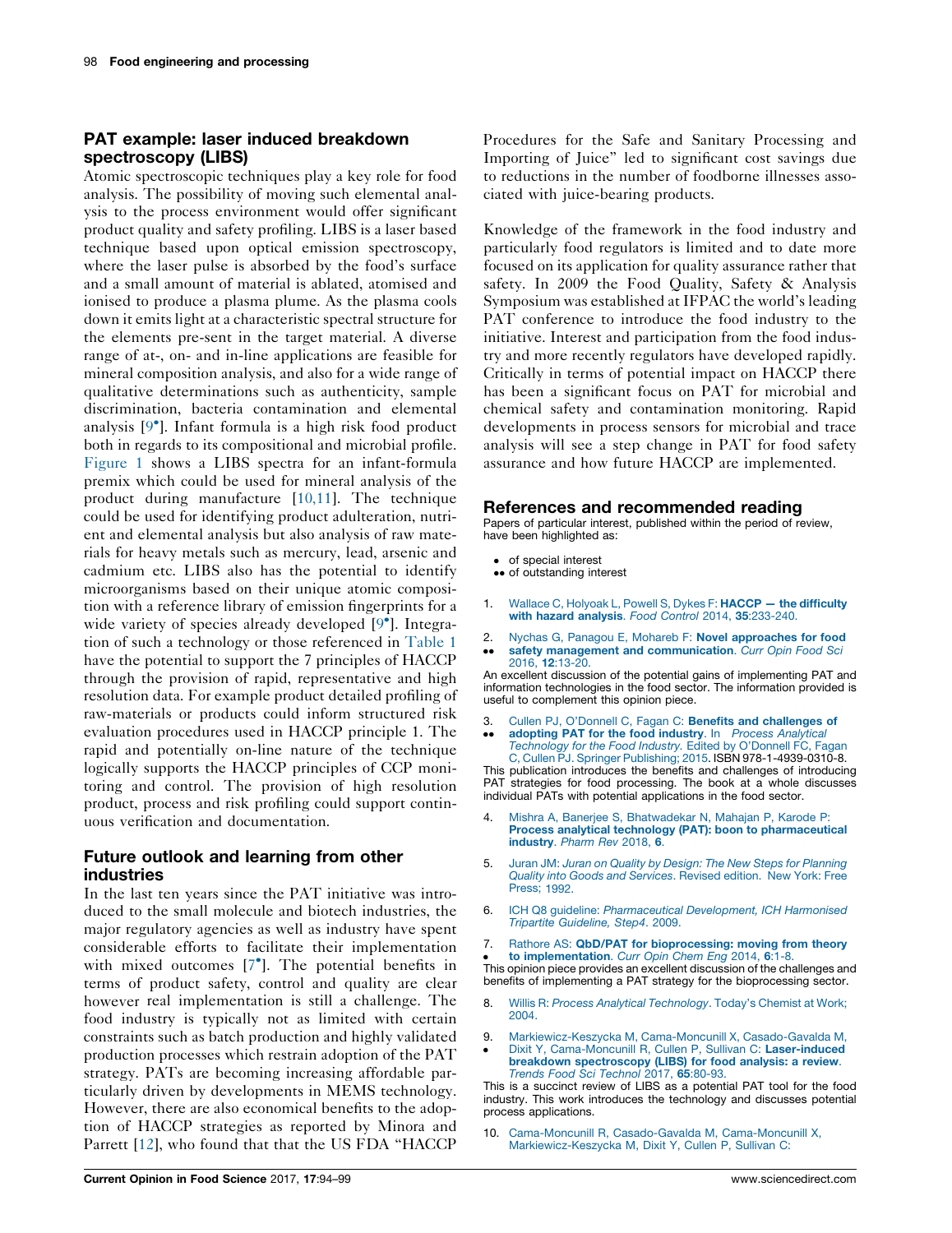## PAT example: laser induced breakdown spectroscopy (LIBS)

Atomic spectroscopic techniques play a key role for food analysis. The possibility of moving such elemental analysis to the process environment would offer significant product quality and safety profiling. LIBS is a laser based technique based upon optical emission spectroscopy, where the laser pulse is absorbed by the food's surface and a small amount of material is ablated, atomised and ionised to produce a plasma plume. As the plasma cools down it emits light at a characteristic spectral structure for the elements pre-sent in the target material. A diverse range of at-, on- and in-line applications are feasible for mineral composition analysis, and also for a wide range of qualitative determinations such as authenticity, sample discrimination, bacteria contamination and elemental analysis [9•]. Infant formula is a high risk food product both in regards to its compositional and microbial profile. Figure 1 shows a LIBS spectra for an infant-formula premix which could be used for mineral analysis of the product during manufacture [10,11]. The technique could be used for identifying product adulteration, nutrient and elemental analysis but also analysis of raw materials for heavy metals such as mercury, lead, arsenic and cadmium etc. LIBS also has the potential to identify microorganisms based on their unique atomic composition with a reference library of emission fingerprints for a wide variety of species already developed [9•]. Integration of such a technology or those referenced in Table 1 have the potential to support the 7 principles of HACCP through the provision of rapid, representative and high resolution data. For example product detailed profiling of raw-materials or products could inform structured risk evaluation procedures used in HACCP principle 1. The rapid and potentially on-line nature of the technique logically supports the HACCP principles of CCP monitoring and control. The provision of high resolution product, process and risk profiling could support continuous verification and documentation.

## Future outlook and learning from other industries

In the last ten years since the PAT initiative was introduced to the small molecule and biotech industries, the major regulatory agencies as well as industry have spent considerable efforts to facilitate their implementation with mixed outcomes [7•]. The potential benefits in terms of product safety, control and quality are clear however real implementation is still a challenge. The food industry is typically not as limited with certain constraints such as batch production and highly validated production processes which restrain adoption of the PAT strategy. PATs are becoming increasing affordable particularly driven by developments in MEMS technology. However, there are also economical benefits to the adoption of HACCP strategies as reported by Minora and Parrett [12], who found that that the US FDA "HACCP Procedures for the Safe and Sanitary Processing and Importing of Juice" led to significant cost savings due to reductions in the number of foodborne illnesses associated with juice-bearing products.

Knowledge of the framework in the food industry and particularly food regulators is limited and to date more focused on its application for quality assurance rather that safety. In 2009 the Food Quality, Safety & Analysis Symposium was established at IFPAC the world's leading PAT conference to introduce the food industry to the initiative. Interest and participation from the food industry and more recently regulators have developed rapidly. Critically in terms of potential impact on HACCP there has been a significant focus on PAT for microbial and chemical safety and contamination monitoring. Rapid developments in process sensors for microbial and trace analysis will see a step change in PAT for food safety assurance and how future HACCP are implemented.

## References and recommended reading

Papers of particular interest, published within the period of review, have been highlighted as:

- • of special interest
- •• of outstanding interest

1. Wallace C, Holyoak L, Powell S, Dykes F: **HACCP — the difficulty with hazard analysis**. *Food Control* 2014, **35**:233-240.

2. •• Nychas G, Panagou E, Mohareb F: **Novel approaches for food safety management and communication**. *Curr Opin Food Sci* 2016, **12**:13-20.
An excellent discussion of the potential gains of implementing PAT and information technologies in the food sector. The information provided is useful to complement this opinion piece.

3. •• Cullen PJ, O'Donnell C, Fagan C: **Benefits and challenges of adopting PAT for the food industry**. In *Process Analytical Technology for the Food Industry*. Edited by O'Donnell FC, Fagan C, Cullen PJ. Springer Publishing; 2015. ISBN 978-1-4939-0310-8.
This publication introduces the benefits and challenges of introducing PAT strategies for food processing. The book at a whole discusses individual PATs with potential applications in the food sector.

4. Mishra A, Banerjee S, Bhatwadekar N, Mahajan P, Karode P: **Process analytical technology (PAT): boon to pharmaceutical industry**. *Pharm Rev* 2018, **6**.

5. Juran JM: *Juran on Quality by Design: The New Steps for Planning Quality into Goods and Services*. Revised edition. New York: Free Press; 1992.

6. ICH Q8 guideline: *Pharmaceutical Development, ICH Harmonised Tripartite Guideline, Step4*. 2009.

7. • Rathore AS: **QbD/PAT for bioprocessing: moving from theory to implementation**. *Curr Opin Chem Eng* 2014, **6**:1-8.
This opinion piece provides an excellent discussion of the challenges and benefits of implementing a PAT strategy for the bioprocessing sector.

8. Willis R: *Process Analytical Technology*. Today's Chemist at Work; 2004.

9. • Markiewicz-Keszycka M, Cama-Moncunill X, Casado-Gavalda M, Dixit Y, Cama-Moncunill R, Cullen P, Sullivan C: **Laser-induced breakdown spectroscopy (LIBS) for food analysis: a review**. *Trends Food Sci Technol* 2017, **65**:80-93.
This is a succinct review of LIBS as a potential PAT tool for the food industry. This work introduces the technology and discusses potential process applications.

10. Cama-Moncunill R, Casado-Gavalda M, Cama-Moncunill X, Markiewicz-Keszycka M, Dixit Y, Cullen P, Sullivan C: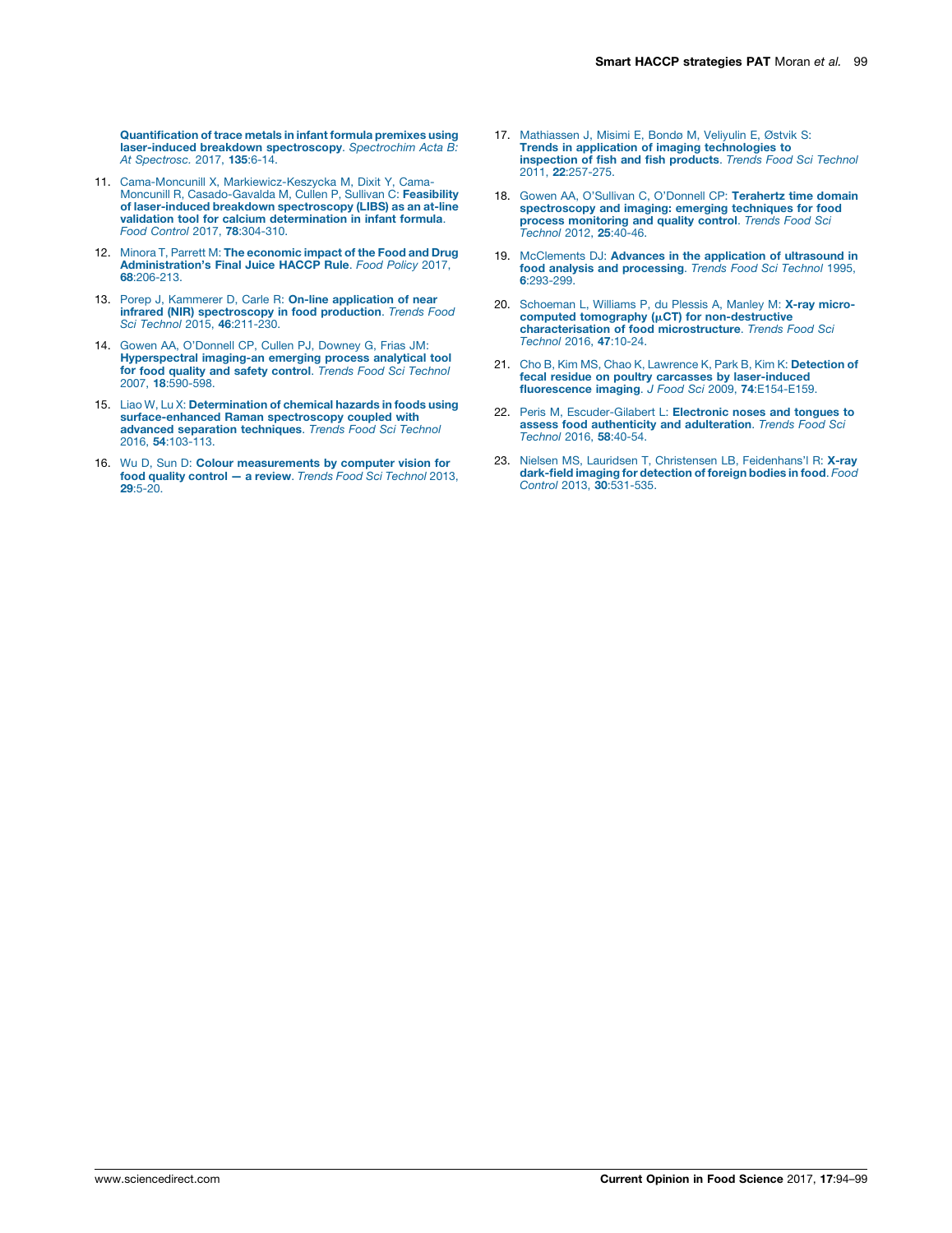**Quantification of trace metals in infant formula premixes using laser-induced breakdown spectroscopy**. *Spectrochim Acta B: At Spectrosc.* 2017, **135**:6-14.

11. Cama-Moncunill X, Markiewicz-Keszycka M, Dixit Y, Cama-Moncunill R, Casado-Gavalda M, Cullen P, Sullivan C: **Feasibility of laser-induced breakdown spectroscopy (LIBS) as an at-line validation tool for calcium determination in infant formula**. *Food Control* 2017, **78**:304-310.

12. Minora T, Parrett M: **The economic impact of the Food and Drug Administration's Final Juice HACCP Rule**. *Food Policy* 2017, **68**:206-213.

13. Porep J, Kammerer D, Carle R: **On-line application of near infrared (NIR) spectroscopy in food production**. *Trends Food Sci Technol* 2015, **46**:211-230.

14. Gowen AA, O'Donnell CP, Cullen PJ, Downey G, Frias JM: **Hyperspectral imaging-an emerging process analytical tool for food quality and safety control**. *Trends Food Sci Technol* 2007, **18**:590-598.

15. Liao W, Lu X: **Determination of chemical hazards in foods using surface-enhanced Raman spectroscopy coupled with advanced separation techniques**. *Trends Food Sci Technol* 2016, **54**:103-113.

16. Wu D, Sun D: **Colour measurements by computer vision for food quality control — a review**. *Trends Food Sci Technol* 2013, **29**:5-20.

17. Mathiassen J, Misimi E, Bondø M, Veliyulin E, Østvik S: **Trends in application of imaging technologies to inspection of fish and fish products**. *Trends Food Sci Technol* 2011, **22**:257-275.

18. Gowen AA, O'Sullivan C, O'Donnell CP: **Terahertz time domain spectroscopy and imaging: emerging techniques for food process monitoring and quality control**. *Trends Food Sci Technol* 2012, **25**:40-46.

19. McClements DJ: **Advances in the application of ultrasound in food analysis and processing**. *Trends Food Sci Technol* 1995, **6**:293-299.

20. Schoeman L, Williams P, du Plessis A, Manley M: **X-ray micro-computed tomography (μCT) for non-destructive characterisation of food microstructure**. *Trends Food Sci Technol* 2016, **47**:10-24.

21. Cho B, Kim MS, Chao K, Lawrence K, Park B, Kim K: **Detection of fecal residue on poultry carcasses by laser-induced fluorescence imaging**. *J Food Sci* 2009, **74**:E154-E159.

22. Peris M, Escuder-Gilabert L: **Electronic noses and tongues to assess food authenticity and adulteration**. *Trends Food Sci Technol* 2016, **58**:40-54.

23. Nielsen MS, Lauridsen T, Christensen LB, Feidenhans'l R: **X-ray dark-field imaging for detection of foreign bodies in food**. *Food Control* 2013, **30**:531-535.